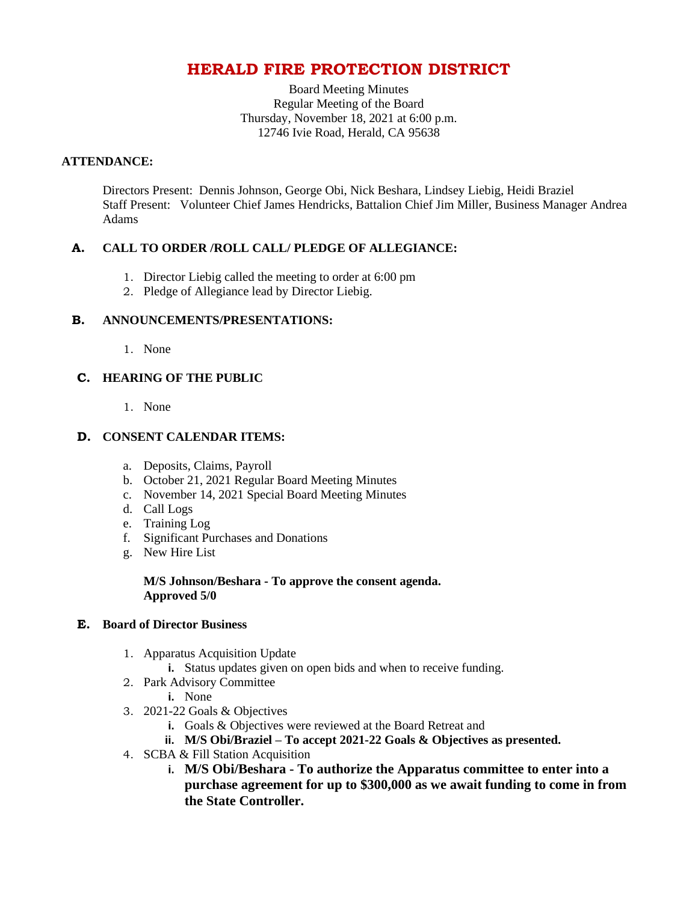# HERALD FIRE PROTECTION DISTRICT

Board Meeting Minutes
Regular Meeting of the Board
Thursday, November 18, 2021 at 6:00 p.m.
12746 Ivie Road, Herald, CA 95638

**ATTENDANCE:**

Directors Present: Dennis Johnson, George Obi, Nick Beshara, Lindsey Liebig, Heidi Braziel
Staff Present: Volunteer Chief James Hendricks, Battalion Chief Jim Miller, Business Manager Andrea Adams

## A. CALL TO ORDER /ROLL CALL/ PLEDGE OF ALLEGIANCE:

1. Director Liebig called the meeting to order at 6:00 pm
2. Pledge of Allegiance lead by Director Liebig.

## B. ANNOUNCEMENTS/PRESENTATIONS:

1. None

## C. HEARING OF THE PUBLIC

1. None

## D. CONSENT CALENDAR ITEMS:

a. Deposits, Claims, Payroll
b. October 21, 2021 Regular Board Meeting Minutes
c. November 14, 2021 Special Board Meeting Minutes
d. Call Logs
e. Training Log
f. Significant Purchases and Donations
g. New Hire List

**M/S Johnson/Beshara - To approve the consent agenda.**
**Approved 5/0**

## E. Board of Director Business

1. Apparatus Acquisition Update
   i. Status updates given on open bids and when to receive funding.
2. Park Advisory Committee
   i. None
3. 2021-22 Goals & Objectives
   i. Goals & Objectives were reviewed at the Board Retreat and
   ii. **M/S Obi/Braziel – To accept 2021-22 Goals & Objectives as presented.**
4. SCBA & Fill Station Acquisition
   i. **M/S Obi/Beshara - To authorize the Apparatus committee to enter into a purchase agreement for up to $300,000 as we await funding to come in from the State Controller.**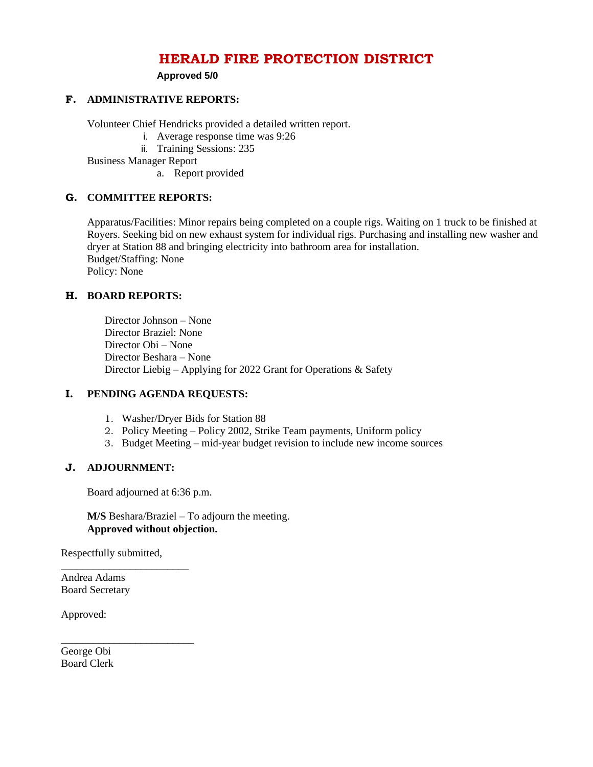# HERALD FIRE PROTECTION DISTRICT

**Approved 5/0**

## F. ADMINISTRATIVE REPORTS:

Volunteer Chief Hendricks provided a detailed written report.

i. Average response time was 9:26
ii. Training Sessions: 235

Business Manager Report

a. Report provided

## G. COMMITTEE REPORTS:

Apparatus/Facilities: Minor repairs being completed on a couple rigs. Waiting on 1 truck to be finished at Royers. Seeking bid on new exhaust system for individual rigs. Purchasing and installing new washer and dryer at Station 88 and bringing electricity into bathroom area for installation.
Budget/Staffing: None
Policy: None

## H. BOARD REPORTS:

Director Johnson – None
Director Braziel: None
Director Obi – None
Director Beshara – None
Director Liebig – Applying for 2022 Grant for Operations & Safety

## I. PENDING AGENDA REQUESTS:

1. Washer/Dryer Bids for Station 88
2. Policy Meeting – Policy 2002, Strike Team payments, Uniform policy
3. Budget Meeting – mid-year budget revision to include new income sources

## J. ADJOURNMENT:

Board adjourned at 6:36 p.m.

**M/S** Beshara/Braziel – To adjourn the meeting.
**Approved without objection.**

Respectfully submitted,

________________________
Andrea Adams
Board Secretary

Approved:

________________________
George Obi
Board Clerk